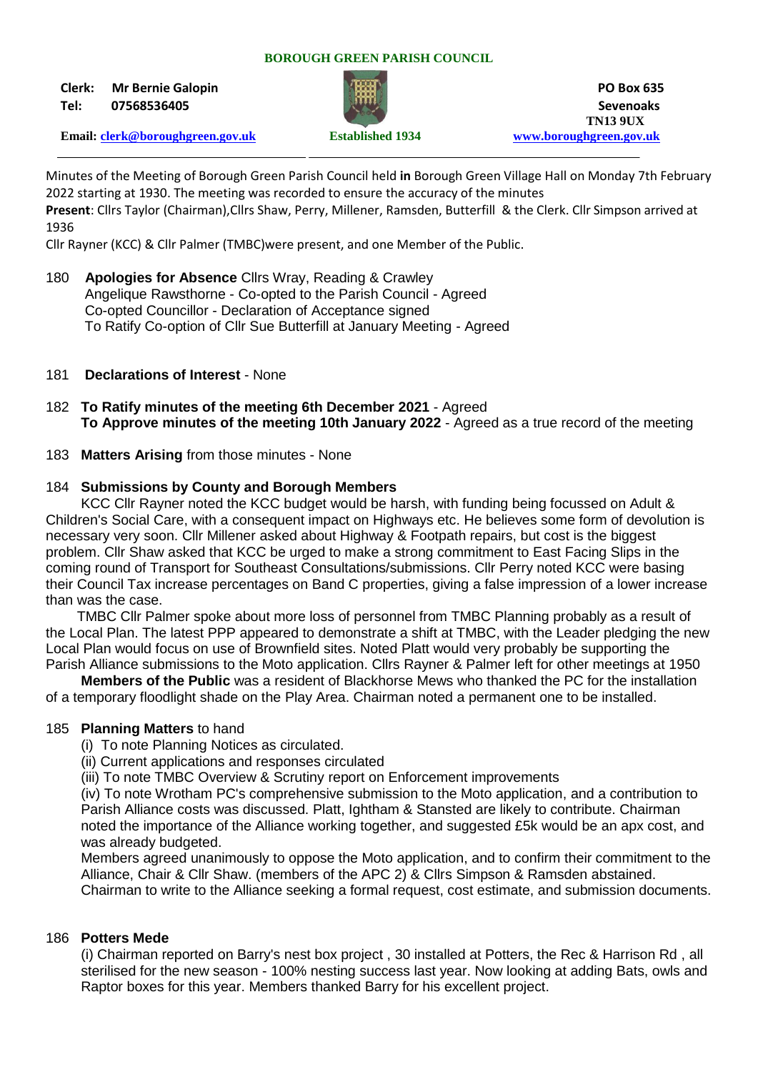**BOROUGH GREEN PARISH COUNCIL**

**Clerk:** Mr Bernie Galopin
**Tel:** 07568536405
**Email:** clerk@boroughgreen.gov.uk

**Established 1934**

**PO Box 635**
**Sevenoaks**
**TN13 9UX**
www.boroughgreen.gov.uk

Minutes of the Meeting of Borough Green Parish Council held **in** Borough Green Village Hall on Monday 7th February 2022 starting at 1930. The meeting was recorded to ensure the accuracy of the minutes

**Present**: Cllrs Taylor (Chairman),Cllrs Shaw, Perry, Millener, Ramsden, Butterfill & the Clerk. Cllr Simpson arrived at 1936

Cllr Rayner (KCC) & Cllr Palmer (TMBC)were present, and one Member of the Public.

180 **Apologies for Absence** Cllrs Wray, Reading & Crawley
Angelique Rawsthorne - Co-opted to the Parish Council - Agreed
Co-opted Councillor - Declaration of Acceptance signed
To Ratify Co-option of Cllr Sue Butterfill at January Meeting - Agreed

181 **Declarations of Interest** - None

182 **To Ratify minutes of the meeting 6th December 2021** - Agreed
**To Approve minutes of the meeting 10th January 2022** - Agreed as a true record of the meeting

183 **Matters Arising** from those minutes - None

184 **Submissions by County and Borough Members**

KCC Cllr Rayner noted the KCC budget would be harsh, with funding being focussed on Adult & Children's Social Care, with a consequent impact on Highways etc. He believes some form of devolution is necessary very soon. Cllr Millener asked about Highway & Footpath repairs, but cost is the biggest problem. Cllr Shaw asked that KCC be urged to make a strong commitment to East Facing Slips in the coming round of Transport for Southeast Consultations/submissions. Cllr Perry noted KCC were basing their Council Tax increase percentages on Band C properties, giving a false impression of a lower increase than was the case.

TMBC Cllr Palmer spoke about more loss of personnel from TMBC Planning probably as a result of the Local Plan. The latest PPP appeared to demonstrate a shift at TMBC, with the Leader pledging the new Local Plan would focus on use of Brownfield sites. Noted Platt would very probably be supporting the Parish Alliance submissions to the Moto application. Cllrs Rayner & Palmer left for other meetings at 1950

**Members of the Public** was a resident of Blackhorse Mews who thanked the PC for the installation of a temporary floodlight shade on the Play Area. Chairman noted a permanent one to be installed.

185 **Planning Matters** to hand

(i) To note Planning Notices as circulated.
(ii) Current applications and responses circulated
(iii) To note TMBC Overview & Scrutiny report on Enforcement improvements
(iv) To note Wrotham PC's comprehensive submission to the Moto application, and a contribution to Parish Alliance costs was discussed. Platt, Ightham & Stansted are likely to contribute. Chairman noted the importance of the Alliance working together, and suggested £5k would be an apx cost, and was already budgeted.

Members agreed unanimously to oppose the Moto application, and to confirm their commitment to the Alliance, Chair & Cllr Shaw. (members of the APC 2) & Cllrs Simpson & Ramsden abstained.
Chairman to write to the Alliance seeking a formal request, cost estimate, and submission documents.

186 **Potters Mede**

(i) Chairman reported on Barry's nest box project , 30 installed at Potters, the Rec & Harrison Rd , all sterilised for the new season - 100% nesting success last year. Now looking at adding Bats, owls and Raptor boxes for this year. Members thanked Barry for his excellent project.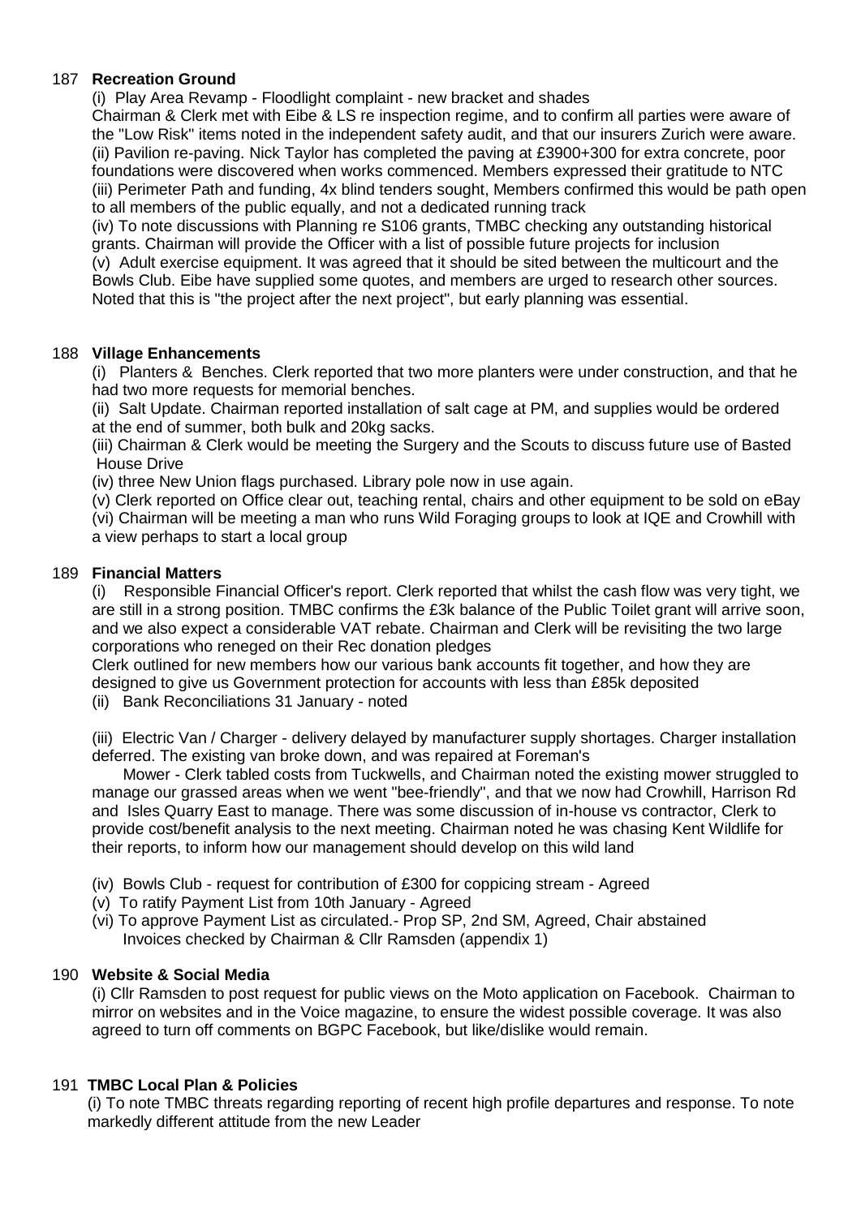### 187 **Recreation Ground**

(i) Play Area Revamp - Floodlight complaint - new bracket and shades

Chairman & Clerk met with Eibe & LS re inspection regime, and to confirm all parties were aware of the "Low Risk" items noted in the independent safety audit, and that our insurers Zurich were aware.

(ii) Pavilion re-paving. Nick Taylor has completed the paving at £3900+300 for extra concrete, poor foundations were discovered when works commenced. Members expressed their gratitude to NTC

(iii) Perimeter Path and funding, 4x blind tenders sought, Members confirmed this would be path open to all members of the public equally, and not a dedicated running track

(iv) To note discussions with Planning re S106 grants, TMBC checking any outstanding historical grants. Chairman will provide the Officer with a list of possible future projects for inclusion

(v) Adult exercise equipment. It was agreed that it should be sited between the multicourt and the Bowls Club. Eibe have supplied some quotes, and members are urged to research other sources. Noted that this is "the project after the next project", but early planning was essential.

### 188 **Village Enhancements**

(i) Planters & Benches. Clerk reported that two more planters were under construction, and that he had two more requests for memorial benches.

(ii) Salt Update. Chairman reported installation of salt cage at PM, and supplies would be ordered at the end of summer, both bulk and 20kg sacks.

(iii) Chairman & Clerk would be meeting the Surgery and the Scouts to discuss future use of Basted House Drive

(iv) three New Union flags purchased. Library pole now in use again.

(v) Clerk reported on Office clear out, teaching rental, chairs and other equipment to be sold on eBay

(vi) Chairman will be meeting a man who runs Wild Foraging groups to look at IQE and Crowhill with a view perhaps to start a local group

### 189 **Financial Matters**

(i) Responsible Financial Officer's report. Clerk reported that whilst the cash flow was very tight, we are still in a strong position. TMBC confirms the £3k balance of the Public Toilet grant will arrive soon, and we also expect a considerable VAT rebate. Chairman and Clerk will be revisiting the two large corporations who reneged on their Rec donation pledges

Clerk outlined for new members how our various bank accounts fit together, and how they are designed to give us Government protection for accounts with less than £85k deposited

(ii) Bank Reconciliations 31 January - noted

(iii) Electric Van / Charger - delivery delayed by manufacturer supply shortages. Charger installation deferred. The existing van broke down, and was repaired at Foreman's

Mower - Clerk tabled costs from Tuckwells, and Chairman noted the existing mower struggled to manage our grassed areas when we went "bee-friendly", and that we now had Crowhill, Harrison Rd and Isles Quarry East to manage. There was some discussion of in-house vs contractor, Clerk to provide cost/benefit analysis to the next meeting. Chairman noted he was chasing Kent Wildlife for their reports, to inform how our management should develop on this wild land

(iv) Bowls Club - request for contribution of £300 for coppicing stream - Agreed

(v) To ratify Payment List from 10th January - Agreed

(vi) To approve Payment List as circulated.- Prop SP, 2nd SM, Agreed, Chair abstained
Invoices checked by Chairman & Cllr Ramsden (appendix 1)

### 190 **Website & Social Media**

(i) Cllr Ramsden to post request for public views on the Moto application on Facebook. Chairman to mirror on websites and in the Voice magazine, to ensure the widest possible coverage. It was also agreed to turn off comments on BGPC Facebook, but like/dislike would remain.

### 191 **TMBC Local Plan & Policies**

(i) To note TMBC threats regarding reporting of recent high profile departures and response. To note markedly different attitude from the new Leader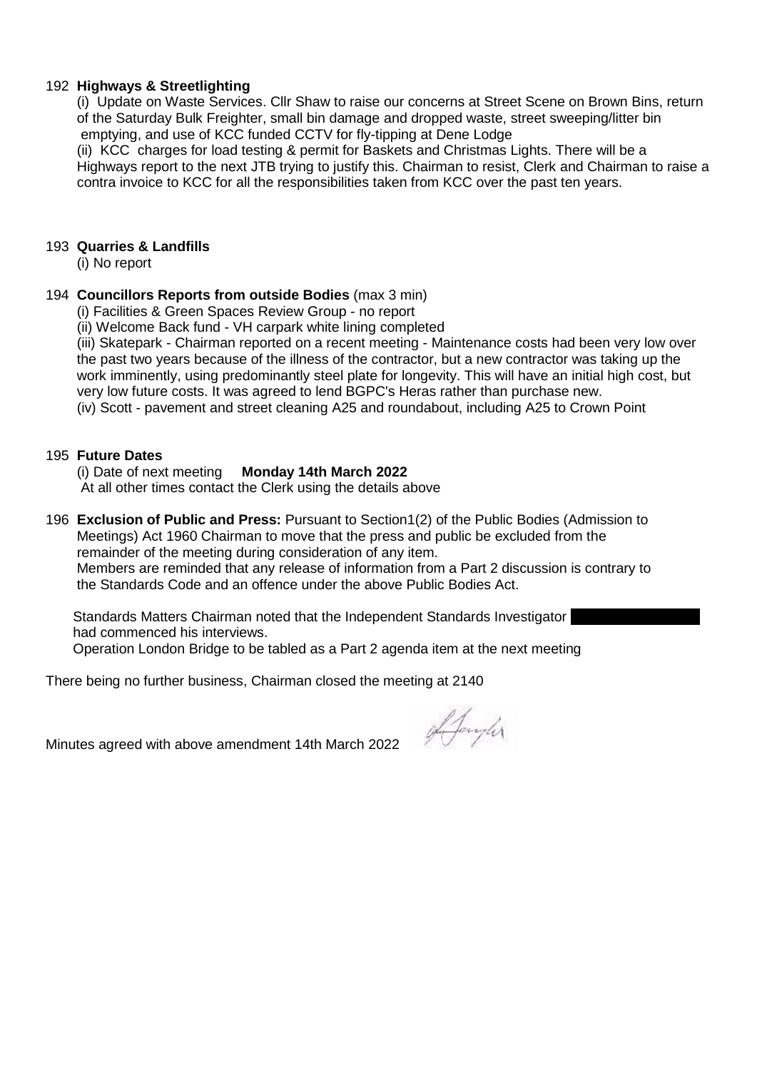192 **Highways & Streetlighting**

(i) Update on Waste Services. Cllr Shaw to raise our concerns at Street Scene on Brown Bins, return of the Saturday Bulk Freighter, small bin damage and dropped waste, street sweeping/litter bin emptying, and use of KCC funded CCTV for fly-tipping at Dene Lodge

(ii) KCC charges for load testing & permit for Baskets and Christmas Lights. There will be a Highways report to the next JTB trying to justify this. Chairman to resist, Clerk and Chairman to raise a contra invoice to KCC for all the responsibilities taken from KCC over the past ten years.

193 **Quarries & Landfills**

(i) No report

194 **Councillors Reports from outside Bodies** (max 3 min)

(i) Facilities & Green Spaces Review Group - no report

(ii) Welcome Back fund - VH carpark white lining completed

(iii) Skatepark - Chairman reported on a recent meeting - Maintenance costs had been very low over the past two years because of the illness of the contractor, but a new contractor was taking up the work imminently, using predominantly steel plate for longevity. This will have an initial high cost, but very low future costs. It was agreed to lend BGPC's Heras rather than purchase new.

(iv) Scott - pavement and street cleaning A25 and roundabout, including A25 to Crown Point

195 **Future Dates**

(i) Date of next meeting **Monday 14th March 2022**

At all other times contact the Clerk using the details above

196 **Exclusion of Public and Press:** Pursuant to Section1(2) of the Public Bodies (Admission to Meetings) Act 1960 Chairman to move that the press and public be excluded from the remainder of the meeting during consideration of any item.

Members are reminded that any release of information from a Part 2 discussion is contrary to the Standards Code and an offence under the above Public Bodies Act.

Standards Matters Chairman noted that the Independent Standards Investigator ██████ had commenced his interviews.

Operation London Bridge to be tabled as a Part 2 agenda item at the next meeting

There being no further business, Chairman closed the meeting at 2140

Minutes agreed with above amendment 14th March 2022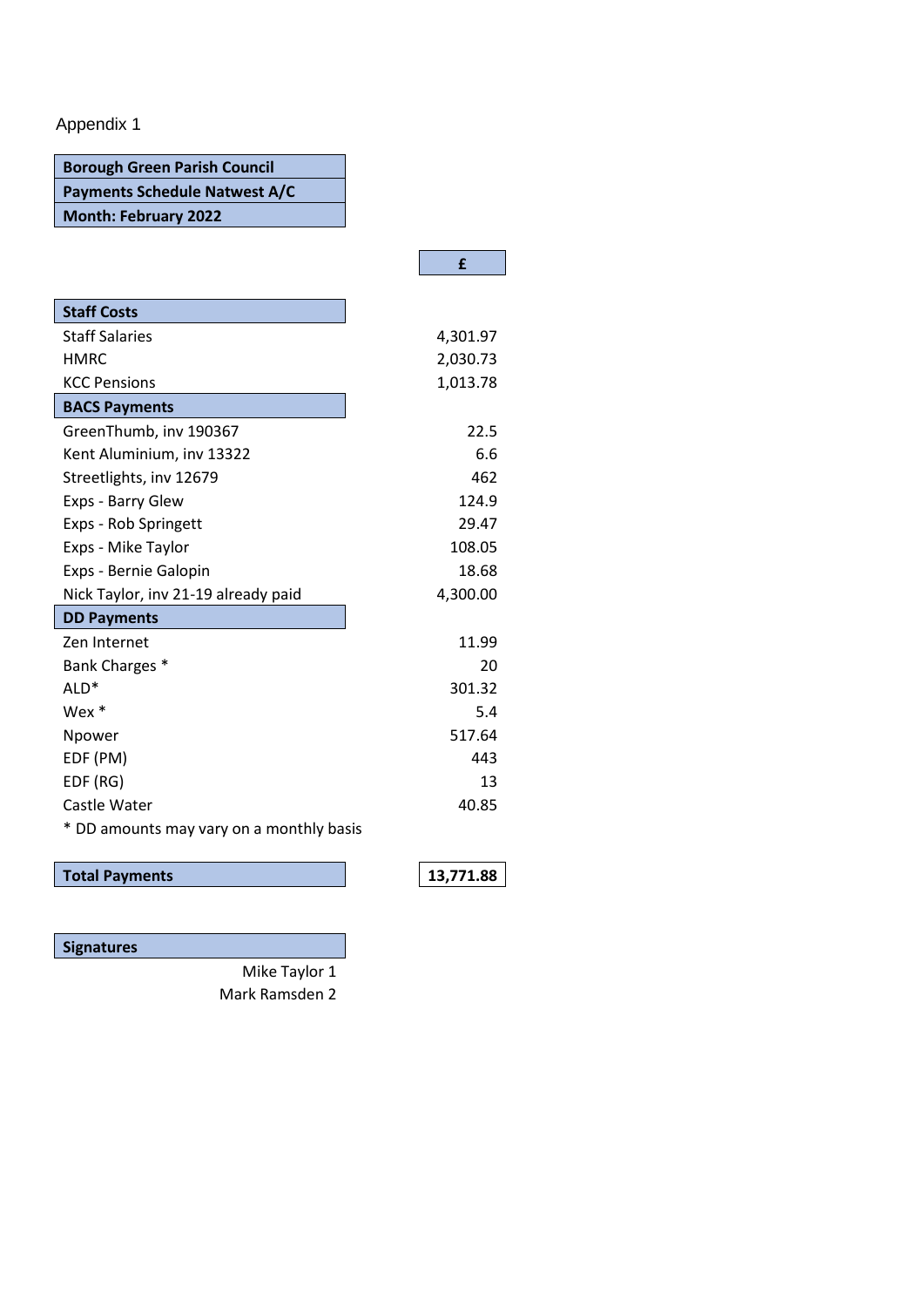Appendix 1

| Borough Green Parish Council | |
|---|---|
| **Payments Schedule Natwest A/C** | |
| **Month: February 2022** | |

| | £ |
|---|---|
| **Staff Costs** | |
| Staff Salaries | 4,301.97 |
| HMRC | 2,030.73 |
| KCC Pensions | 1,013.78 |
| **BACS Payments** | |
| GreenThumb, inv 190367 | 22.5 |
| Kent Aluminium, inv 13322 | 6.6 |
| Streetlights, inv 12679 | 462 |
| Exps - Barry Glew | 124.9 |
| Exps - Rob Springett | 29.47 |
| Exps - Mike Taylor | 108.05 |
| Exps - Bernie Galopin | 18.68 |
| Nick Taylor, inv 21-19 already paid | 4,300.00 |
| **DD Payments** | |
| Zen Internet | 11.99 |
| Bank Charges * | 20 |
| ALD* | 301.32 |
| Wex * | 5.4 |
| Npower | 517.64 |
| EDF (PM) | 443 |
| EDF (RG) | 13 |
| Castle Water | 40.85 |
| * DD amounts may vary on a monthly basis | |
| **Total Payments** | **13,771.88** |

**Signatures**

Mike Taylor 1

Mark Ramsden 2